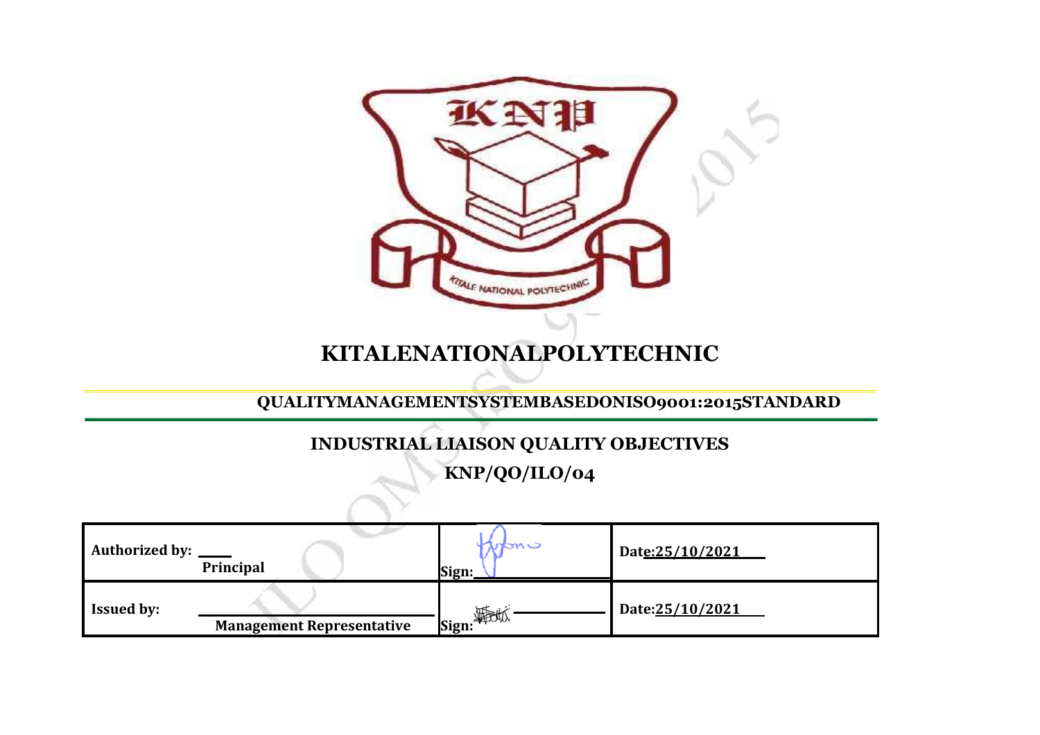# KITALENATIONALPOLYTECHNIC

## QUALITYMANAGEMENTSYSTEMBASEDONISO9001:2015STANDARD

## INDUSTRIAL LIAISON QUALITY OBJECTIVES

## KNP/QO/ILO/04

| Authorized by: Principal | Sign: | Date:25/10/2021 |
|---|---|---|
| Issued by: Management Representative | Sign: | Date:25/10/2021 |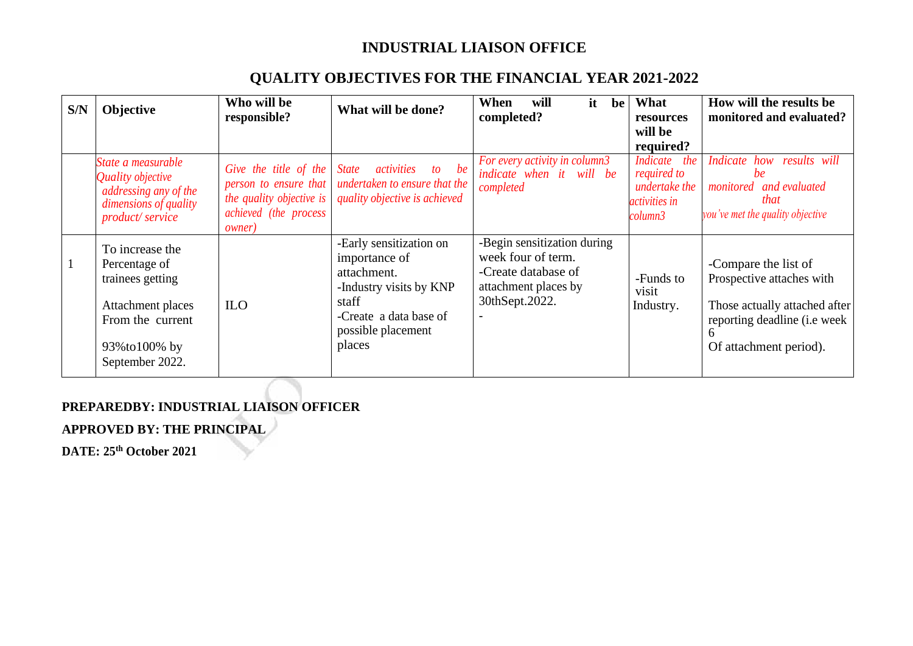# INDUSTRIAL LIAISON OFFICE

## QUALITY OBJECTIVES FOR THE FINANCIAL YEAR 2021-2022

| S/N | Objective | Who will be responsible? | What will be done? | When will it be completed? | What resources will be required? | How will the results be monitored and evaluated? |
|---|---|---|---|---|---|---|
| | *State a measurable Quality objective addressing any of the dimensions of quality product/ service* | *Give the title of the person to ensure that the quality objective is achieved (the process owner)* | *State activities to be undertaken to ensure that the quality objective is achieved* | *For every activity in column3 indicate when it will be completed* | *Indicate the required to undertake the activities in column3* | *Indicate how results will be monitored and evaluated that you've met the quality objective* |
| 1 | To increase the Percentage of trainees getting Attachment places From the current 93%to100% by September 2022. | ILO | -Early sensitization on importance of attachment.<br>-Industry visits by KNP staff<br>-Create a data base of possible placement places | -Begin sensitization during week four of term.<br>-Create database of attachment places by 30thSept.2022.<br>- | -Funds to visit Industry. | -Compare the list of Prospective attaches with Those actually attached after reporting deadline (i.e week 6 Of attachment period). |

**PREPAREDBY: INDUSTRIAL LIAISON OFFICER**

**APPROVED BY: THE PRINCIPAL**

**DATE: 25th October 2021**